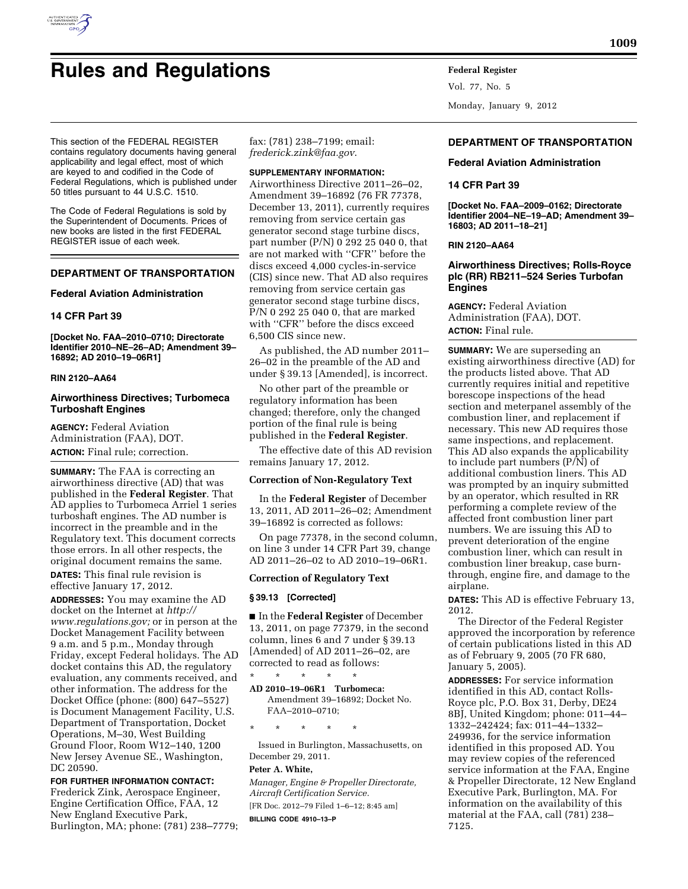# Rules and Regulations

This section of the FEDERAL REGISTER contains regulatory documents having general applicability and legal effect, most of which are keyed to and codified in the Code of Federal Regulations, which is published under 50 titles pursuant to 44 U.S.C. 1510.

The Code of Federal Regulations is sold by the Superintendent of Documents. Prices of new books are listed in the first FEDERAL REGISTER issue of each week.

## DEPARTMENT OF TRANSPORTATION

### Federal Aviation Administration

### 14 CFR Part 39

**[Docket No. FAA–2010–0710; Directorate Identifier 2010–NE–26–AD; Amendment 39–16892; AD 2010–19–06R1]**

**RIN 2120–AA64**

### Airworthiness Directives; Turbomeca Turboshaft Engines

**AGENCY:** Federal Aviation Administration (FAA), DOT.

**ACTION:** Final rule; correction.

**SUMMARY:** The FAA is correcting an airworthiness directive (AD) that was published in the **Federal Register**. That AD applies to Turbomeca Arriel 1 series turboshaft engines. The AD number is incorrect in the preamble and in the Regulatory text. This document corrects those errors. In all other respects, the original document remains the same.

**DATES:** This final rule revision is effective January 17, 2012.

**ADDRESSES:** You may examine the AD docket on the Internet at *http://www.regulations.gov;* or in person at the Docket Management Facility between 9 a.m. and 5 p.m., Monday through Friday, except Federal holidays. The AD docket contains this AD, the regulatory evaluation, any comments received, and other information. The address for the Docket Office (phone: (800) 647–5527) is Document Management Facility, U.S. Department of Transportation, Docket Operations, M–30, West Building Ground Floor, Room W12–140, 1200 New Jersey Avenue SE., Washington, DC 20590.

**FOR FURTHER INFORMATION CONTACT:** Frederick Zink, Aerospace Engineer, Engine Certification Office, FAA, 12 New England Executive Park, Burlington, MA; phone: (781) 238–7779; fax: (781) 238–7199; email: *frederick.zink@faa.gov*.

**SUPPLEMENTARY INFORMATION:** Airworthiness Directive 2011–26–02, Amendment 39–16892 (76 FR 77378, December 13, 2011), currently requires removing from service certain gas generator second stage turbine discs, part number (P/N) 0 292 25 040 0, that are not marked with "CFR" before the discs exceed 4,000 cycles-in-service (CIS) since new. That AD also requires removing from service certain gas generator second stage turbine discs, P/N 0 292 25 040 0, that are marked with "CFR" before the discs exceed 6,500 CIS since new.

As published, the AD number 2011–26–02 in the preamble of the AD and under § 39.13 [Amended], is incorrect.

No other part of the preamble or regulatory information has been changed; therefore, only the changed portion of the final rule is being published in the **Federal Register**.

The effective date of this AD revision remains January 17, 2012.

#### Correction of Non-Regulatory Text

In the **Federal Register** of December 13, 2011, AD 2011–26–02; Amendment 39–16892 is corrected as follows:

On page 77378, in the second column, on line 3 under 14 CFR Part 39, change AD 2011–26–02 to AD 2010–19–06R1.

#### Correction of Regulatory Text

#### § 39.13 [Corrected]

■ In the **Federal Register** of December 13, 2011, on page 77379, in the second column, lines 6 and 7 under § 39.13 [Amended] of AD 2011–26–02, are corrected to read as follows:

\* \* \* \* \*

**AD 2010–19–06R1 Turbomeca:** Amendment 39–16892; Docket No. FAA–2010–0710;

\* \* \* \* \*

Issued in Burlington, Massachusetts, on December 29, 2011.

**Peter A. White,**

*Manager, Engine & Propeller Directorate, Aircraft Certification Service.*

[FR Doc. 2012–79 Filed 1–6–12; 8:45 am]

**BILLING CODE 4910–13–P**

## DEPARTMENT OF TRANSPORTATION

### Federal Aviation Administration

### 14 CFR Part 39

**[Docket No. FAA–2009–0162; Directorate Identifier 2004–NE–19–AD; Amendment 39–16803; AD 2011–18–21]**

**RIN 2120–AA64**

### Airworthiness Directives; Rolls-Royce plc (RR) RB211–524 Series Turbofan Engines

**AGENCY:** Federal Aviation Administration (FAA), DOT.

**ACTION:** Final rule.

**SUMMARY:** We are superseding an existing airworthiness directive (AD) for the products listed above. That AD currently requires initial and repetitive borescope inspections of the head section and meterpanel assembly of the combustion liner, and replacement if necessary. This new AD requires those same inspections, and replacement. This AD also expands the applicability to include part numbers (P/N) of additional combustion liners. This AD was prompted by an inquiry submitted by an operator, which resulted in RR performing a complete review of the affected front combustion liner part numbers. We are issuing this AD to prevent deterioration of the engine combustion liner, which can result in combustion liner breakup, case burn-through, engine fire, and damage to the airplane.

**DATES:** This AD is effective February 13, 2012.

The Director of the Federal Register approved the incorporation by reference of certain publications listed in this AD as of February 9, 2005 (70 FR 680, January 5, 2005).

**ADDRESSES:** For service information identified in this AD, contact Rolls-Royce plc, P.O. Box 31, Derby, DE24 8BJ, United Kingdom; phone: 011–44–1332–242424; fax: 011–44–1332–249936, for the service information identified in this proposed AD. You may review copies of the referenced service information at the FAA, Engine & Propeller Directorate, 12 New England Executive Park, Burlington, MA. For information on the availability of this material at the FAA, call (781) 238–7125.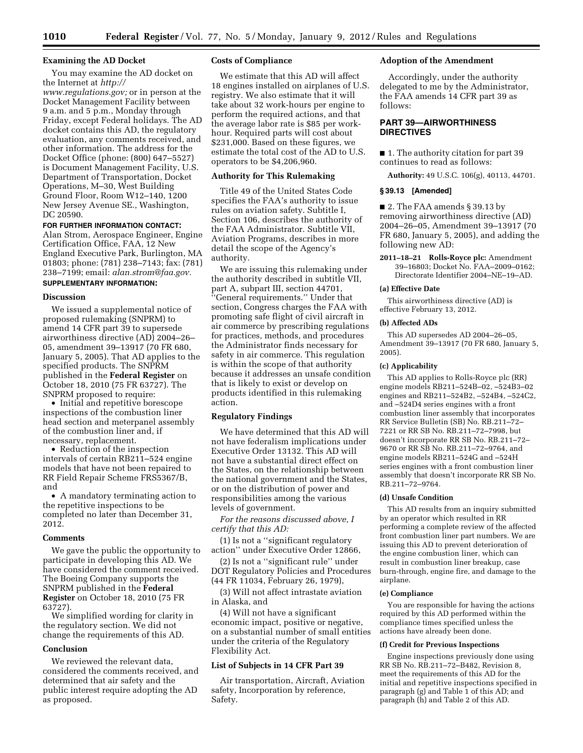### Examining the AD Docket

You may examine the AD docket on the Internet at *http://www.regulations.gov;* or in person at the Docket Management Facility between 9 a.m. and 5 p.m., Monday through Friday, except Federal holidays. The AD docket contains this AD, the regulatory evaluation, any comments received, and other information. The address for the Docket Office (phone: (800) 647–5527) is Document Management Facility, U.S. Department of Transportation, Docket Operations, M–30, West Building Ground Floor, Room W12–140, 1200 New Jersey Avenue SE., Washington, DC 20590.

**FOR FURTHER INFORMATION CONTACT:** Alan Strom, Aerospace Engineer, Engine Certification Office, FAA, 12 New England Executive Park, Burlington, MA 01803; phone: (781) 238–7143; fax: (781) 238–7199; email: *alan.strom@faa.gov.*

**SUPPLEMENTARY INFORMATION:**

### Discussion

We issued a supplemental notice of proposed rulemaking (SNPRM) to amend 14 CFR part 39 to supersede airworthiness directive (AD) 2004–26–05, amendment 39–13917 (70 FR 680, January 5, 2005). That AD applies to the specified products. The SNPRM published in the **Federal Register** on October 18, 2010 (75 FR 63727). The SNPRM proposed to require:

- Initial and repetitive borescope inspections of the combustion liner head section and meterpanel assembly of the combustion liner and, if necessary, replacement.
- Reduction of the inspection intervals of certain RB211–524 engine models that have not been repaired to RR Field Repair Scheme FRS5367/B, and
- A mandatory terminating action to the repetitive inspections to be completed no later than December 31, 2012.

### Comments

We gave the public the opportunity to participate in developing this AD. We have considered the comment received. The Boeing Company supports the SNPRM published in the **Federal Register** on October 18, 2010 (75 FR 63727).

We simplified wording for clarity in the regulatory section. We did not change the requirements of this AD.

### Conclusion

We reviewed the relevant data, considered the comments received, and determined that air safety and the public interest require adopting the AD as proposed.

### Costs of Compliance

We estimate that this AD will affect 18 engines installed on airplanes of U.S. registry. We also estimate that it will take about 32 work-hours per engine to perform the required actions, and that the average labor rate is $85 per work-hour. Required parts will cost about $231,000. Based on these figures, we estimate the total cost of the AD to U.S. operators to be $4,206,960.

### Authority for This Rulemaking

Title 49 of the United States Code specifies the FAA's authority to issue rules on aviation safety. Subtitle I, Section 106, describes the authority of the FAA Administrator. Subtitle VII, Aviation Programs, describes in more detail the scope of the Agency's authority.

We are issuing this rulemaking under the authority described in subtitle VII, part A, subpart III, section 44701, "General requirements." Under that section, Congress charges the FAA with promoting safe flight of civil aircraft in air commerce by prescribing regulations for practices, methods, and procedures the Administrator finds necessary for safety in air commerce. This regulation is within the scope of that authority because it addresses an unsafe condition that is likely to exist or develop on products identified in this rulemaking action.

### Regulatory Findings

We have determined that this AD will not have federalism implications under Executive Order 13132. This AD will not have a substantial direct effect on the States, on the relationship between the national government and the States, or on the distribution of power and responsibilities among the various levels of government.

*For the reasons discussed above, I certify that this AD:*

(1) Is not a "significant regulatory action" under Executive Order 12866,

(2) Is not a "significant rule" under DOT Regulatory Policies and Procedures (44 FR 11034, February 26, 1979),

(3) Will not affect intrastate aviation in Alaska, and

(4) Will not have a significant economic impact, positive or negative, on a substantial number of small entities under the criteria of the Regulatory Flexibility Act.

### List of Subjects in 14 CFR Part 39

Air transportation, Aircraft, Aviation safety, Incorporation by reference, Safety.

### Adoption of the Amendment

Accordingly, under the authority delegated to me by the Administrator, the FAA amends 14 CFR part 39 as follows:

## PART 39—AIRWORTHINESS DIRECTIVES

■ 1. The authority citation for part 39 continues to read as follows:

**Authority:** 49 U.S.C. 106(g), 40113, 44701.

#### § 39.13 [Amended]

■ 2. The FAA amends § 39.13 by removing airworthiness directive (AD) 2004–26–05, Amendment 39–13917 (70 FR 680, January 5, 2005), and adding the following new AD:

**2011–18–21 Rolls-Royce plc:** Amendment 39–16803; Docket No. FAA–2009–0162; Directorate Identifier 2004–NE–19–AD.

#### (a) Effective Date

This airworthiness directive (AD) is effective February 13, 2012.

#### (b) Affected ADs

This AD supersedes AD 2004–26–05, Amendment 39–13917 (70 FR 680, January 5, 2005).

#### (c) Applicability

This AD applies to Rolls-Royce plc (RR) engine models RB211–524B–02, –524B3–02 engines and RB211–524B2, –524B4, –524C2, and –524D4 series engines with a front combustion liner assembly that incorporates RR Service Bulletin (SB) No. RB.211–72–7221 or RR SB No. RB.211–72–7998, but doesn't incorporate RR SB No. RB.211–72–9670 or RR SB No. RB.211–72–9764, and engine models RB211–524G and –524H series engines with a front combustion liner assembly that doesn't incorporate RR SB No. RB.211–72–9764.

#### (d) Unsafe Condition

This AD results from an inquiry submitted by an operator which resulted in RR performing a complete review of the affected front combustion liner part numbers. We are issuing this AD to prevent deterioration of the engine combustion liner, which can result in combustion liner breakup, case burn-through, engine fire, and damage to the airplane.

#### (e) Compliance

You are responsible for having the actions required by this AD performed within the compliance times specified unless the actions have already been done.

#### (f) Credit for Previous Inspections

Engine inspections previously done using RR SB No. RB.211–72–B482, Revision 8, meet the requirements of this AD for the initial and repetitive inspections specified in paragraph (g) and Table 1 of this AD; and paragraph (h) and Table 2 of this AD.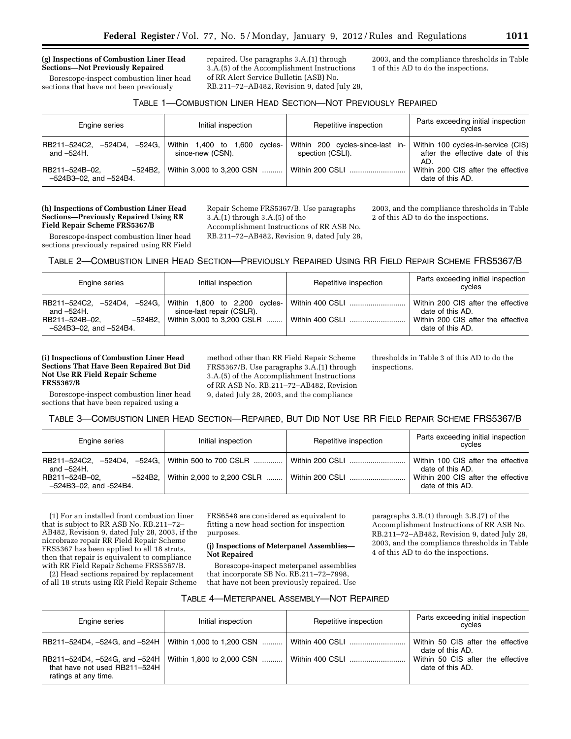**(g) Inspections of Combustion Liner Head Sections—Not Previously Repaired**

Borescope-inspect combustion liner head sections that have not been previously repaired. Use paragraphs 3.A.(1) through 3.A.(5) of the Accomplishment Instructions of RR Alert Service Bulletin (ASB) No. RB.211–72–AB482, Revision 9, dated July 28, 2003, and the compliance thresholds in Table 1 of this AD to do the inspections.

TABLE 1—COMBUSTION LINER HEAD SECTION—NOT PREVIOUSLY REPAIRED

| Engine series | Initial inspection | Repetitive inspection | Parts exceeding initial inspection cycles |
|---|---|---|---|
| RB211–524C2, –524D4, –524G, and –524H. | Within 1,400 to 1,600 cycles-since-new (CSN). | Within 200 cycles-since-last inspection (CSLI). | Within 100 cycles-in-service (CIS) after the effective date of this AD. |
| RB211–524B–02, –524B2, –524B3–02, and –524B4. | Within 3,000 to 3,200 CSN .......... | Within 200 CSLI .......................... | Within 200 CIS after the effective date of this AD. |

**(h) Inspections of Combustion Liner Head Sections—Previously Repaired Using RR Field Repair Scheme FRS5367/B**

Borescope-inspect combustion liner head sections previously repaired using RR Field Repair Scheme FRS5367/B. Use paragraphs 3.A.(1) through 3.A.(5) of the Accomplishment Instructions of RR ASB No. RB.211–72–AB482, Revision 9, dated July 28, 2003, and the compliance thresholds in Table 2 of this AD to do the inspections.

TABLE 2—COMBUSTION LINER HEAD SECTION—PREVIOUSLY REPAIRED USING RR FIELD REPAIR SCHEME FRS5367/B

| Engine series | Initial inspection | Repetitive inspection | Parts exceeding initial inspection cycles |
|---|---|---|---|
| RB211–524C2, –524D4, –524G, and –524H. | Within 1,800 to 2,200 cycles-since-last repair (CSLR). | Within 400 CSLI .......................... | Within 200 CIS after the effective date of this AD. |
| RB211–524B–02, –524B2, –524B3–02, and –524B4. | Within 3,000 to 3,200 CSLR ........ | Within 400 CSLI .......................... | Within 200 CIS after the effective date of this AD. |

**(i) Inspections of Combustion Liner Head Sections That Have Been Repaired But Did Not Use RR Field Repair Scheme FRS5367/B**

Borescope-inspect combustion liner head sections that have been repaired using a method other than RR Field Repair Scheme FRS5367/B. Use paragraphs 3.A.(1) through 3.A.(5) of the Accomplishment Instructions of RR ASB No. RB.211–72–AB482, Revision 9, dated July 28, 2003, and the compliance thresholds in Table 3 of this AD to do the inspections.

TABLE 3—COMBUSTION LINER HEAD SECTION—REPAIRED, BUT DID NOT USE RR FIELD REPAIR SCHEME FRS5367/B

| Engine series | Initial inspection | Repetitive inspection | Parts exceeding initial inspection cycles |
|---|---|---|---|
| RB211–524C2, –524D4, –524G, and –524H. | Within 500 to 700 CSLR .............. | Within 200 CSLI .......................... | Within 100 CIS after the effective date of this AD. |
| RB211–524B–02, –524B2, –524B3–02, and -524B4. | Within 2,000 to 2,200 CSLR ........ | Within 200 CSLI .......................... | Within 200 CIS after the effective date of this AD. |

(1) For an installed front combustion liner that is subject to RR ASB No. RB.211–72–AB482, Revision 9, dated July 28, 2003, if the nicrobraze repair RR Field Repair Scheme FRS5367 has been applied to all 18 struts, then that repair is equivalent to compliance with RR Field Repair Scheme FRS5367/B.

(2) Head sections repaired by replacement of all 18 struts using RR Field Repair Scheme FRS6548 are considered as equivalent to fitting a new head section for inspection purposes.

**(j) Inspections of Meterpanel Assemblies—Not Repaired**

Borescope-inspect meterpanel assemblies that incorporate SB No. RB.211–72–7998, that have not been previously repaired. Use paragraphs 3.B.(1) through 3.B.(7) of the Accomplishment Instructions of RR ASB No. RB.211–72–AB482, Revision 9, dated July 28, 2003, and the compliance thresholds in Table 4 of this AD to do the inspections.

TABLE 4—METERPANEL ASSEMBLY—NOT REPAIRED

| Engine series | Initial inspection | Repetitive inspection | Parts exceeding initial inspection cycles |
|---|---|---|---|
| RB211–524D4, –524G, and –524H | Within 1,000 to 1,200 CSN .......... | Within 400 CSLI .......................... | Within 50 CIS after the effective date of this AD. |
| RB211–524D4, –524G, and –524H that have not used RB211–524H ratings at any time. | Within 1,800 to 2,000 CSN .......... | Within 400 CSLI .......................... | Within 50 CIS after the effective date of this AD. |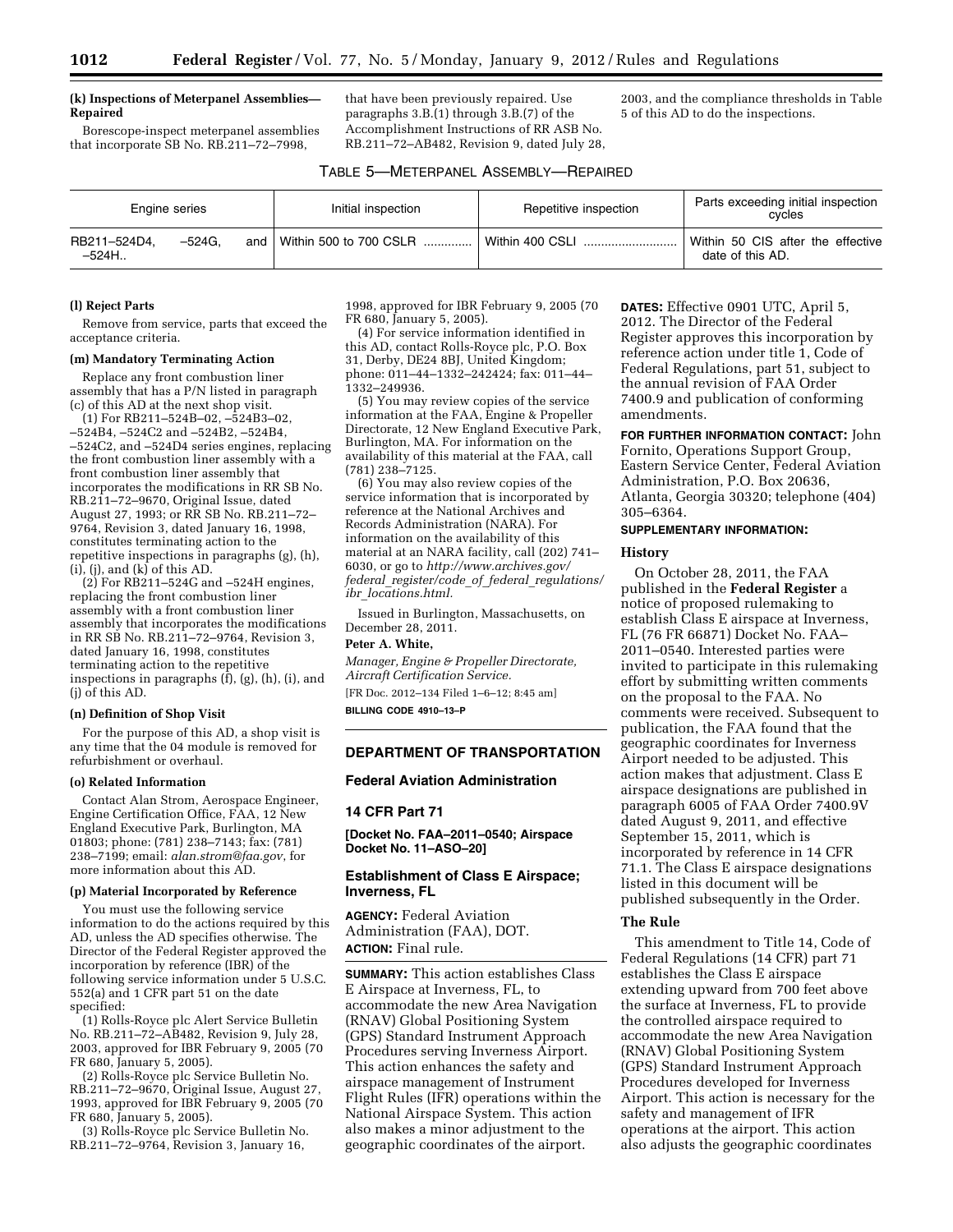**(k) Inspections of Meterpanel Assemblies—Repaired**

Borescope-inspect meterpanel assemblies that incorporate SB No. RB.211–72–7998, that have been previously repaired. Use paragraphs 3.B.(1) through 3.B.(7) of the Accomplishment Instructions of RR ASB No. RB.211–72–AB482, Revision 9, dated July 28, 2003, and the compliance thresholds in Table 5 of this AD to do the inspections.

TABLE 5—METERPANEL ASSEMBLY—REPAIRED

| Engine series | Initial inspection | Repetitive inspection | Parts exceeding initial inspection cycles |
|---|---|---|---|
| RB211–524D4, –524G, and –524H.. | Within 500 to 700 CSLR | Within 400 CSLI | Within 50 CIS after the effective date of this AD. |

**(l) Reject Parts**

Remove from service, parts that exceed the acceptance criteria.

**(m) Mandatory Terminating Action**

Replace any front combustion liner assembly that has a P/N listed in paragraph (c) of this AD at the next shop visit.

(1) For RB211–524B–02, –524B3–02, –524B4, –524C2 and –524B2, –524B4, –524C2, and –524D4 series engines, replacing the front combustion liner assembly with a front combustion liner assembly that incorporates the modifications in RR SB No. RB.211–72–9670, Original Issue, dated August 27, 1993; or RR SB No. RB.211–72–9764, Revision 3, dated January 16, 1998, constitutes terminating action to the repetitive inspections in paragraphs (g), (h), (i), (j), and (k) of this AD.

(2) For RB211–524G and –524H engines, replacing the front combustion liner assembly with a front combustion liner assembly that incorporates the modifications in RR SB No. RB.211–72–9764, Revision 3, dated January 16, 1998, constitutes terminating action to the repetitive inspections in paragraphs (f), (g), (h), (i), and (j) of this AD.

**(n) Definition of Shop Visit**

For the purpose of this AD, a shop visit is any time that the 04 module is removed for refurbishment or overhaul.

**(o) Related Information**

Contact Alan Strom, Aerospace Engineer, Engine Certification Office, FAA, 12 New England Executive Park, Burlington, MA 01803; phone: (781) 238–7143; fax: (781) 238–7199; email: *alan.strom@faa.gov*, for more information about this AD.

**(p) Material Incorporated by Reference**

You must use the following service information to do the actions required by this AD, unless the AD specifies otherwise. The Director of the Federal Register approved the incorporation by reference (IBR) of the following service information under 5 U.S.C. 552(a) and 1 CFR part 51 on the date specified:

(1) Rolls-Royce plc Alert Service Bulletin No. RB.211–72–AB482, Revision 9, July 28, 2003, approved for IBR February 9, 2005 (70 FR 680, January 5, 2005).

(2) Rolls-Royce plc Service Bulletin No. RB.211–72–9670, Original Issue, August 27, 1993, approved for IBR February 9, 2005 (70 FR 680, January 5, 2005).

(3) Rolls-Royce plc Service Bulletin No. RB.211–72–9764, Revision 3, January 16, 1998, approved for IBR February 9, 2005 (70 FR 680, January 5, 2005).

(4) For service information identified in this AD, contact Rolls-Royce plc, P.O. Box 31, Derby, DE24 8BJ, United Kingdom; phone: 011–44–1332–242424; fax: 011–44–1332–249936.

(5) You may review copies of the service information at the FAA, Engine & Propeller Directorate, 12 New England Executive Park, Burlington, MA. For information on the availability of this material at the FAA, call (781) 238–7125.

(6) You may also review copies of the service information that is incorporated by reference at the National Archives and Records Administration (NARA). For information on the availability of this material at an NARA facility, call (202) 741–6030, or go to *http://www.archives.gov/federal_register/code_of_federal_regulations/ibr_locations.html.*

Issued in Burlington, Massachusetts, on December 28, 2011.

**Peter A. White,**

*Manager, Engine & Propeller Directorate, Aircraft Certification Service.*

[FR Doc. 2012–134 Filed 1–6–12; 8:45 am]

**BILLING CODE 4910–13–P**

---

## DEPARTMENT OF TRANSPORTATION

### Federal Aviation Administration

### 14 CFR Part 71

**[Docket No. FAA–2011–0540; Airspace Docket No. 11–ASO–20]**

### Establishment of Class E Airspace; Inverness, FL

**AGENCY:** Federal Aviation Administration (FAA), DOT.

**ACTION:** Final rule.

**SUMMARY:** This action establishes Class E Airspace at Inverness, FL, to accommodate the new Area Navigation (RNAV) Global Positioning System (GPS) Standard Instrument Approach Procedures serving Inverness Airport. This action enhances the safety and airspace management of Instrument Flight Rules (IFR) operations within the National Airspace System. This action also makes a minor adjustment to the geographic coordinates of the airport.

**DATES:** Effective 0901 UTC, April 5, 2012. The Director of the Federal Register approves this incorporation by reference action under title 1, Code of Federal Regulations, part 51, subject to the annual revision of FAA Order 7400.9 and publication of conforming amendments.

**FOR FURTHER INFORMATION CONTACT:** John Fornito, Operations Support Group, Eastern Service Center, Federal Aviation Administration, P.O. Box 20636, Atlanta, Georgia 30320; telephone (404) 305–6364.

**SUPPLEMENTARY INFORMATION:**

**History**

On October 28, 2011, the FAA published in the **Federal Register** a notice of proposed rulemaking to establish Class E airspace at Inverness, FL (76 FR 66871) Docket No. FAA–2011–0540. Interested parties were invited to participate in this rulemaking effort by submitting written comments on the proposal to the FAA. No comments were received. Subsequent to publication, the FAA found that the geographic coordinates for Inverness Airport needed to be adjusted. This action makes that adjustment. Class E airspace designations are published in paragraph 6005 of FAA Order 7400.9V dated August 9, 2011, and effective September 15, 2011, which is incorporated by reference in 14 CFR 71.1. The Class E airspace designations listed in this document will be published subsequently in the Order.

**The Rule**

This amendment to Title 14, Code of Federal Regulations (14 CFR) part 71 establishes the Class E airspace extending upward from 700 feet above the surface at Inverness, FL to provide the controlled airspace required to accommodate the new Area Navigation (RNAV) Global Positioning System (GPS) Standard Instrument Approach Procedures developed for Inverness Airport. This action is necessary for the safety and management of IFR operations at the airport. This action also adjusts the geographic coordinates